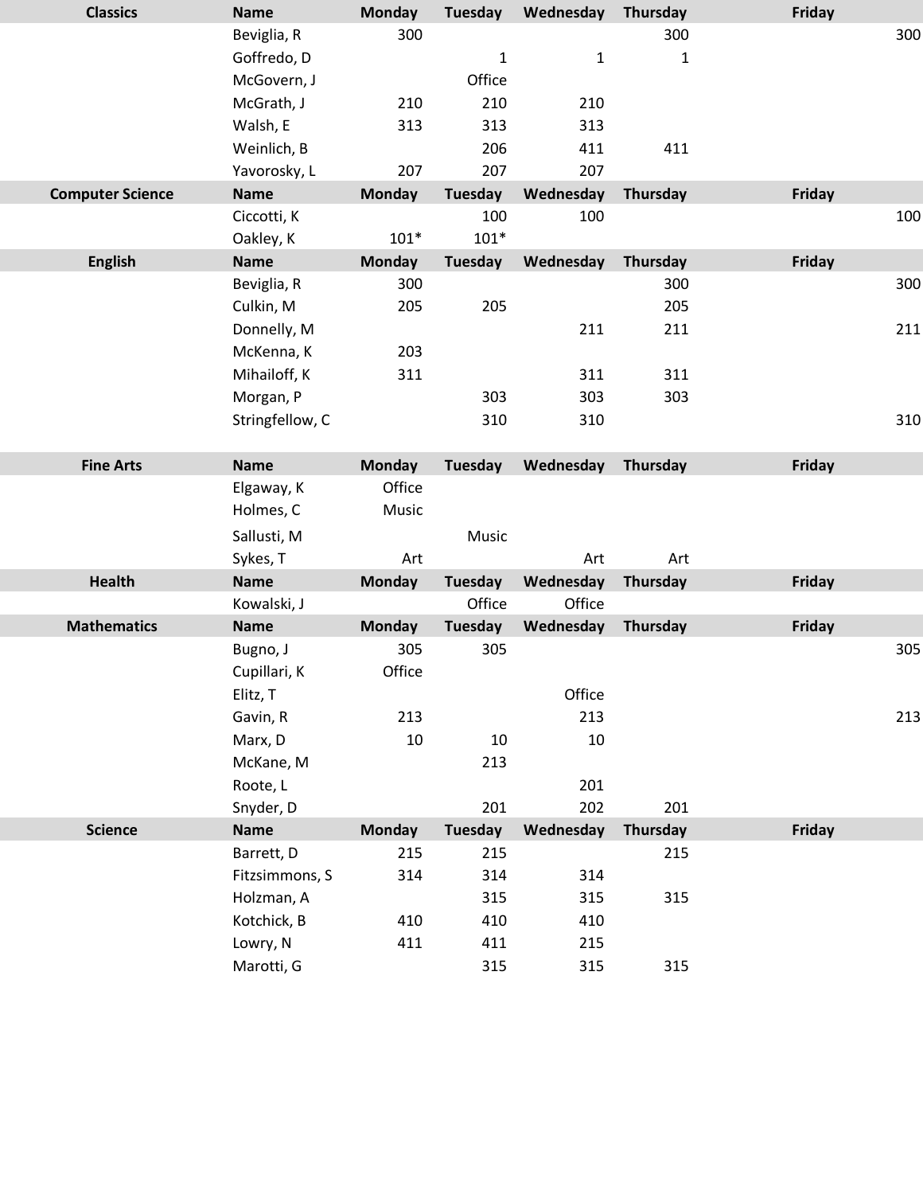| Classics | Name | Monday | Tuesday | Wednesday | Thursday | Friday |
|---|---|---|---|---|---|---|
| | Beviglia, R | 300 | | | 300 | 300 |
| | Goffredo, D | | 1 | 1 | 1 | |
| | McGovern, J | | Office | | | |
| | McGrath, J | 210 | 210 | 210 | | |
| | Walsh, E | 313 | 313 | 313 | | |
| | Weinlich, B | | 206 | 411 | 411 | |
| | Yavorosky, L | 207 | 207 | 207 | | |

| Computer Science | Name | Monday | Tuesday | Wednesday | Thursday | Friday |
|---|---|---|---|---|---|---|
| | Ciccotti, K | | 100 | 100 | | 100 |
| | Oakley, K | 101* | 101* | | | |

| English | Name | Monday | Tuesday | Wednesday | Thursday | Friday |
|---|---|---|---|---|---|---|
| | Beviglia, R | 300 | | | 300 | 300 |
| | Culkin, M | 205 | 205 | | 205 | |
| | Donnelly, M | | | 211 | 211 | 211 |
| | McKenna, K | 203 | | | | |
| | Mihailoff, K | 311 | | 311 | 311 | |
| | Morgan, P | | 303 | 303 | 303 | |
| | Stringfellow, C | | 310 | 310 | | 310 |

| Fine Arts | Name | Monday | Tuesday | Wednesday | Thursday | Friday |
|---|---|---|---|---|---|---|
| | Elgaway, K | Office | | | | |
| | Holmes, C | Music | | | | |
| | Sallusti, M | | Music | | | |
| | Sykes, T | Art | | Art | Art | |

| Health | Name | Monday | Tuesday | Wednesday | Thursday | Friday |
|---|---|---|---|---|---|---|
| | Kowalski, J | | Office | Office | | |

| Mathematics | Name | Monday | Tuesday | Wednesday | Thursday | Friday |
|---|---|---|---|---|---|---|
| | Bugno, J | 305 | 305 | | | 305 |
| | Cupillari, K | Office | | | | |
| | Elitz, T | | | Office | | |
| | Gavin, R | 213 | | 213 | | 213 |
| | Marx, D | 10 | 10 | 10 | | |
| | McKane, M | | 213 | | | |
| | Roote, L | | | 201 | | |
| | Snyder, D | | 201 | 202 | 201 | |

| Science | Name | Monday | Tuesday | Wednesday | Thursday | Friday |
|---|---|---|---|---|---|---|
| | Barrett, D | 215 | 215 | | 215 | |
| | Fitzsimmons, S | 314 | 314 | 314 | | |
| | Holzman, A | | 315 | 315 | 315 | |
| | Kotchick, B | 410 | 410 | 410 | | |
| | Lowry, N | 411 | 411 | 215 | | |
| | Marotti, G | | 315 | 315 | 315 | |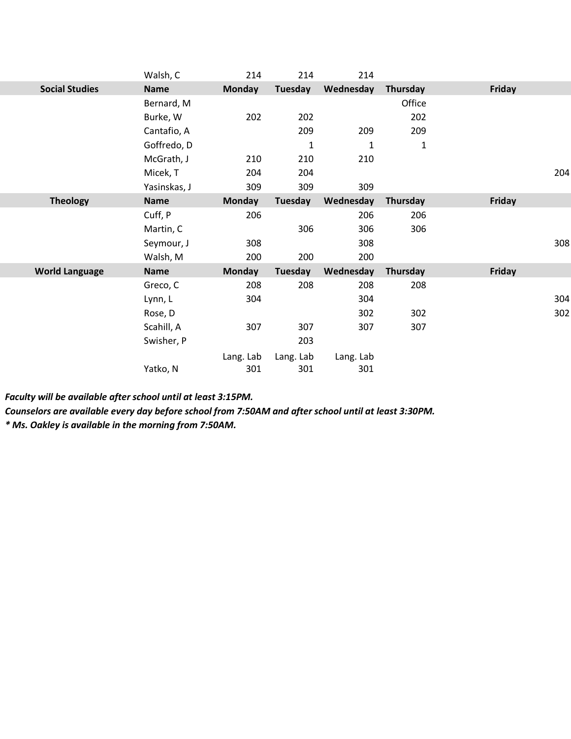| | | | | | | |
|---|---|---|---|---|---|---|
| | Walsh, C | 214 | 214 | 214 | | |
| **Social Studies** | **Name** | **Monday** | **Tuesday** | **Wednesday** | **Thursday** | **Friday** |
| | Bernard, M | | | | Office | |
| | Burke, W | 202 | 202 | | 202 | |
| | Cantafio, A | | 209 | 209 | 209 | |
| | Goffredo, D | | 1 | 1 | 1 | |
| | McGrath, J | 210 | 210 | 210 | | |
| | Micek, T | 204 | 204 | | | 204 |
| | Yasinskas, J | 309 | 309 | 309 | | |
| **Theology** | **Name** | **Monday** | **Tuesday** | **Wednesday** | **Thursday** | **Friday** |
| | Cuff, P | 206 | | 206 | 206 | |
| | Martin, C | | 306 | 306 | 306 | |
| | Seymour, J | 308 | | 308 | | 308 |
| | Walsh, M | 200 | 200 | 200 | | |
| **World Language** | **Name** | **Monday** | **Tuesday** | **Wednesday** | **Thursday** | **Friday** |
| | Greco, C | 208 | 208 | 208 | 208 | |
| | Lynn, L | 304 | | 304 | | 304 |
| | Rose, D | | | 302 | 302 | 302 |
| | Scahill, A | 307 | 307 | 307 | 307 | |
| | Swisher, P | | 203 | | | |
| | Yatko, N | Lang. Lab 301 | Lang. Lab 301 | Lang. Lab 301 | | |

***Faculty will be available after school until at least 3:15PM.***

***Counselors are available every day before school from 7:50AM and after school until at least 3:30PM.***

***\* Ms. Oakley is available in the morning from 7:50AM.***